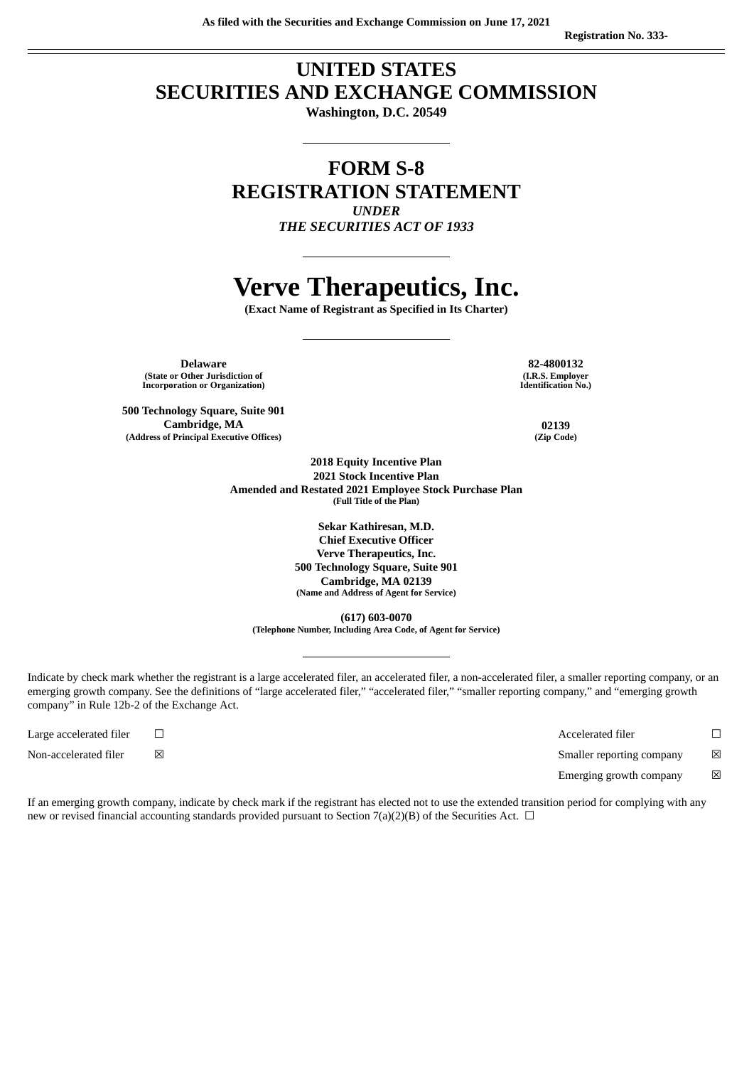As filed with the Securities and Exchange Commission on June 17, 2021

Registration No. 333-

# UNITED STATES
# SECURITIES AND EXCHANGE COMMISSION

**Washington, D.C. 20549**

## FORM S-8
## REGISTRATION STATEMENT

***UNDER***

***THE SECURITIES ACT OF 1933***

# Verve Therapeutics, Inc.

**(Exact Name of Registrant as Specified in Its Charter)**

| | |
|---|---|
| **Delaware**<br>**(State or Other Jurisdiction of Incorporation or Organization)** | **82-4800132**<br>**(I.R.S. Employer Identification No.)** |
| **500 Technology Square, Suite 901**<br>**Cambridge, MA**<br>**(Address of Principal Executive Offices)** | **02139**<br>**(Zip Code)** |

**2018 Equity Incentive Plan**
**2021 Stock Incentive Plan**
**Amended and Restated 2021 Employee Stock Purchase Plan**
**(Full Title of the Plan)**

**Sekar Kathiresan, M.D.**
**Chief Executive Officer**
**Verve Therapeutics, Inc.**
**500 Technology Square, Suite 901**
**Cambridge, MA 02139**
**(Name and Address of Agent for Service)**

**(617) 603-0070**
**(Telephone Number, Including Area Code, of Agent for Service)**

Indicate by check mark whether the registrant is a large accelerated filer, an accelerated filer, a non-accelerated filer, a smaller reporting company, or an emerging growth company. See the definitions of "large accelerated filer," "accelerated filer," "smaller reporting company," and "emerging growth company" in Rule 12b-2 of the Exchange Act.

| | | | |
|---|---|---|---|
| Large accelerated filer | ☐ | Accelerated filer | ☐ |
| Non-accelerated filer | ☒ | Smaller reporting company | ☒ |
| | | Emerging growth company | ☒ |

If an emerging growth company, indicate by check mark if the registrant has elected not to use the extended transition period for complying with any new or revised financial accounting standards provided pursuant to Section 7(a)(2)(B) of the Securities Act. ☐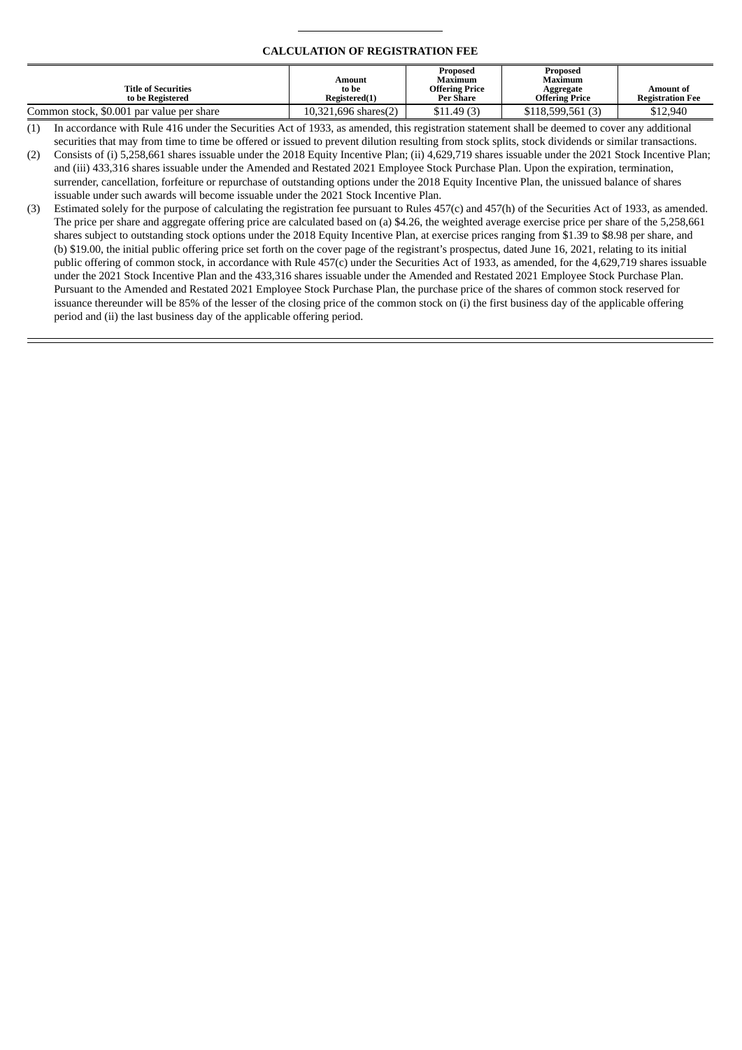## CALCULATION OF REGISTRATION FEE

| Title of Securities to be Registered | Amount to be Registered(1) | Proposed Maximum Offering Price Per Share | Proposed Maximum Aggregate Offering Price | Amount of Registration Fee |
|---|---|---|---|---|
| Common stock, $0.001 par value per share | 10,321,696 shares(2) | $11.49 (3) | $118,599,561 (3) | $12,940 |

(1) In accordance with Rule 416 under the Securities Act of 1933, as amended, this registration statement shall be deemed to cover any additional securities that may from time to time be offered or issued to prevent dilution resulting from stock splits, stock dividends or similar transactions.

(2) Consists of (i) 5,258,661 shares issuable under the 2018 Equity Incentive Plan; (ii) 4,629,719 shares issuable under the 2021 Stock Incentive Plan; and (iii) 433,316 shares issuable under the Amended and Restated 2021 Employee Stock Purchase Plan. Upon the expiration, termination, surrender, cancellation, forfeiture or repurchase of outstanding options under the 2018 Equity Incentive Plan, the unissued balance of shares issuable under such awards will become issuable under the 2021 Stock Incentive Plan.

(3) Estimated solely for the purpose of calculating the registration fee pursuant to Rules 457(c) and 457(h) of the Securities Act of 1933, as amended. The price per share and aggregate offering price are calculated based on (a) $4.26, the weighted average exercise price per share of the 5,258,661 shares subject to outstanding stock options under the 2018 Equity Incentive Plan, at exercise prices ranging from $1.39 to $8.98 per share, and (b) $19.00, the initial public offering price set forth on the cover page of the registrant's prospectus, dated June 16, 2021, relating to its initial public offering of common stock, in accordance with Rule 457(c) under the Securities Act of 1933, as amended, for the 4,629,719 shares issuable under the 2021 Stock Incentive Plan and the 433,316 shares issuable under the Amended and Restated 2021 Employee Stock Purchase Plan. Pursuant to the Amended and Restated 2021 Employee Stock Purchase Plan, the purchase price of the shares of common stock reserved for issuance thereunder will be 85% of the lesser of the closing price of the common stock on (i) the first business day of the applicable offering period and (ii) the last business day of the applicable offering period.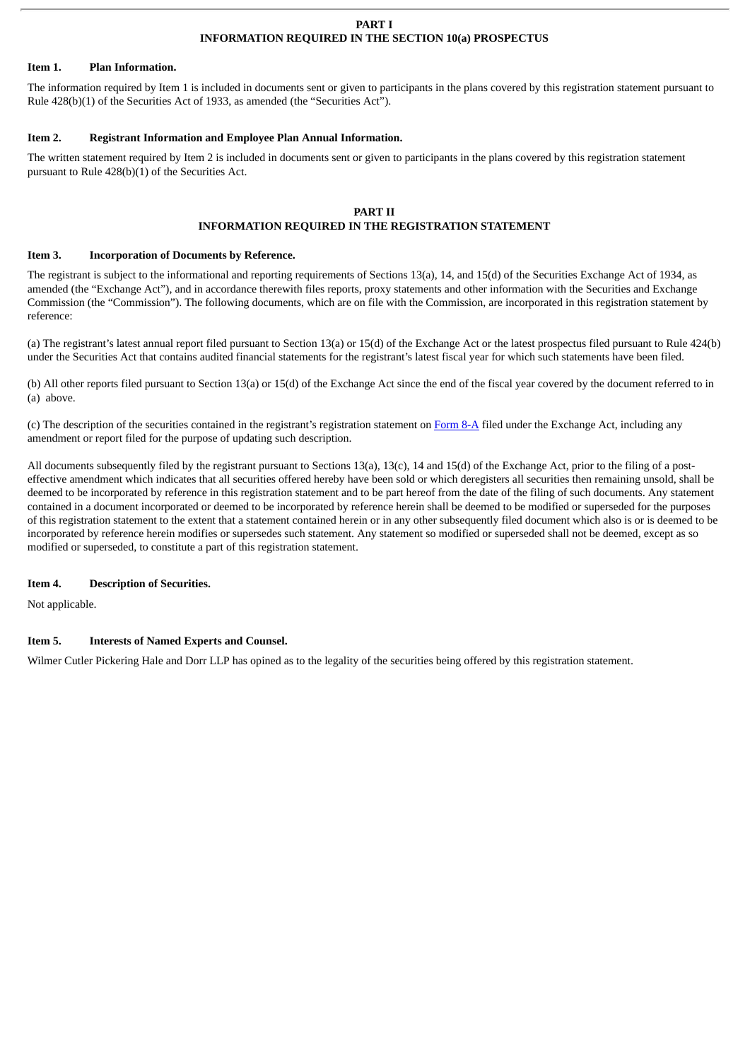## PART I
## INFORMATION REQUIRED IN THE SECTION 10(a) PROSPECTUS

### Item 1. Plan Information.

The information required by Item 1 is included in documents sent or given to participants in the plans covered by this registration statement pursuant to Rule 428(b)(1) of the Securities Act of 1933, as amended (the "Securities Act").

### Item 2. Registrant Information and Employee Plan Annual Information.

The written statement required by Item 2 is included in documents sent or given to participants in the plans covered by this registration statement pursuant to Rule 428(b)(1) of the Securities Act.

## PART II
## INFORMATION REQUIRED IN THE REGISTRATION STATEMENT

### Item 3. Incorporation of Documents by Reference.

The registrant is subject to the informational and reporting requirements of Sections 13(a), 14, and 15(d) of the Securities Exchange Act of 1934, as amended (the "Exchange Act"), and in accordance therewith files reports, proxy statements and other information with the Securities and Exchange Commission (the "Commission"). The following documents, which are on file with the Commission, are incorporated in this registration statement by reference:

(a) The registrant's latest annual report filed pursuant to Section 13(a) or 15(d) of the Exchange Act or the latest prospectus filed pursuant to Rule 424(b) under the Securities Act that contains audited financial statements for the registrant's latest fiscal year for which such statements have been filed.

(b) All other reports filed pursuant to Section 13(a) or 15(d) of the Exchange Act since the end of the fiscal year covered by the document referred to in (a) above.

(c) The description of the securities contained in the registrant's registration statement on Form 8-A filed under the Exchange Act, including any amendment or report filed for the purpose of updating such description.

All documents subsequently filed by the registrant pursuant to Sections 13(a), 13(c), 14 and 15(d) of the Exchange Act, prior to the filing of a post-effective amendment which indicates that all securities offered hereby have been sold or which deregisters all securities then remaining unsold, shall be deemed to be incorporated by reference in this registration statement and to be part hereof from the date of the filing of such documents. Any statement contained in a document incorporated or deemed to be incorporated by reference herein shall be deemed to be modified or superseded for the purposes of this registration statement to the extent that a statement contained herein or in any other subsequently filed document which also is or is deemed to be incorporated by reference herein modifies or supersedes such statement. Any statement so modified or superseded shall not be deemed, except as so modified or superseded, to constitute a part of this registration statement.

### Item 4. Description of Securities.

Not applicable.

### Item 5. Interests of Named Experts and Counsel.

Wilmer Cutler Pickering Hale and Dorr LLP has opined as to the legality of the securities being offered by this registration statement.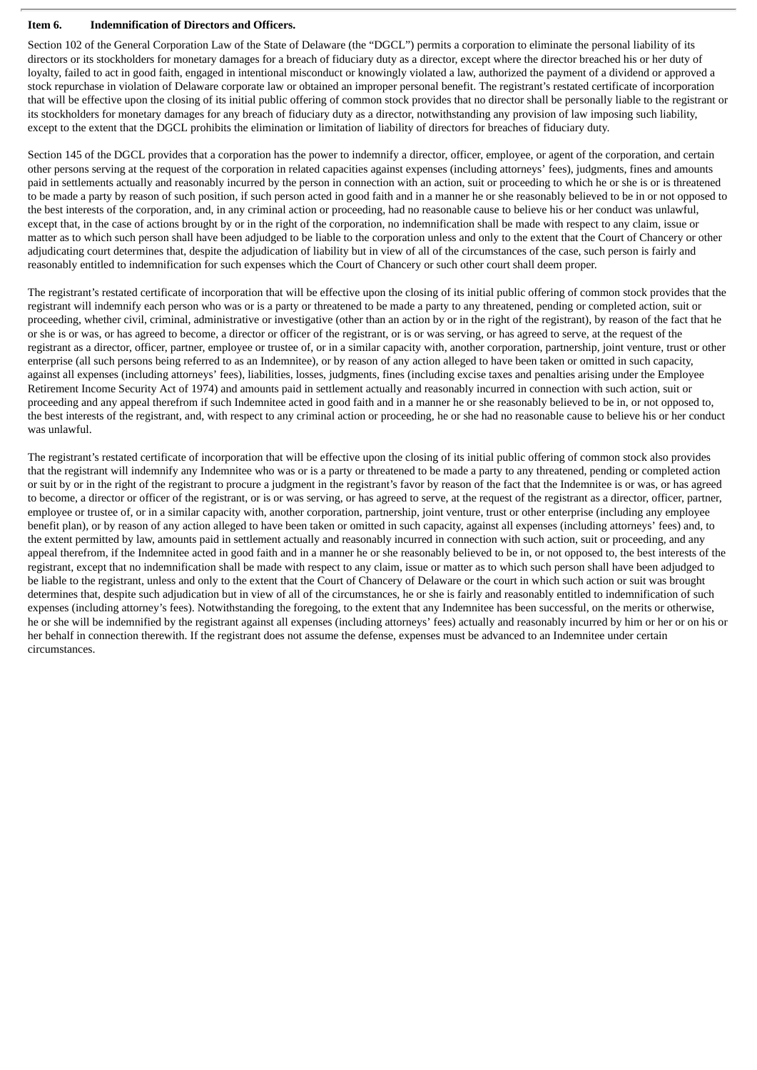**Item 6. Indemnification of Directors and Officers.**

Section 102 of the General Corporation Law of the State of Delaware (the "DGCL") permits a corporation to eliminate the personal liability of its directors or its stockholders for monetary damages for a breach of fiduciary duty as a director, except where the director breached his or her duty of loyalty, failed to act in good faith, engaged in intentional misconduct or knowingly violated a law, authorized the payment of a dividend or approved a stock repurchase in violation of Delaware corporate law or obtained an improper personal benefit. The registrant's restated certificate of incorporation that will be effective upon the closing of its initial public offering of common stock provides that no director shall be personally liable to the registrant or its stockholders for monetary damages for any breach of fiduciary duty as a director, notwithstanding any provision of law imposing such liability, except to the extent that the DGCL prohibits the elimination or limitation of liability of directors for breaches of fiduciary duty.

Section 145 of the DGCL provides that a corporation has the power to indemnify a director, officer, employee, or agent of the corporation, and certain other persons serving at the request of the corporation in related capacities against expenses (including attorneys' fees), judgments, fines and amounts paid in settlements actually and reasonably incurred by the person in connection with an action, suit or proceeding to which he or she is or is threatened to be made a party by reason of such position, if such person acted in good faith and in a manner he or she reasonably believed to be in or not opposed to the best interests of the corporation, and, in any criminal action or proceeding, had no reasonable cause to believe his or her conduct was unlawful, except that, in the case of actions brought by or in the right of the corporation, no indemnification shall be made with respect to any claim, issue or matter as to which such person shall have been adjudged to be liable to the corporation unless and only to the extent that the Court of Chancery or other adjudicating court determines that, despite the adjudication of liability but in view of all of the circumstances of the case, such person is fairly and reasonably entitled to indemnification for such expenses which the Court of Chancery or such other court shall deem proper.

The registrant's restated certificate of incorporation that will be effective upon the closing of its initial public offering of common stock provides that the registrant will indemnify each person who was or is a party or threatened to be made a party to any threatened, pending or completed action, suit or proceeding, whether civil, criminal, administrative or investigative (other than an action by or in the right of the registrant), by reason of the fact that he or she is or was, or has agreed to become, a director or officer of the registrant, or is or was serving, or has agreed to serve, at the request of the registrant as a director, officer, partner, employee or trustee of, or in a similar capacity with, another corporation, partnership, joint venture, trust or other enterprise (all such persons being referred to as an Indemnitee), or by reason of any action alleged to have been taken or omitted in such capacity, against all expenses (including attorneys' fees), liabilities, losses, judgments, fines (including excise taxes and penalties arising under the Employee Retirement Income Security Act of 1974) and amounts paid in settlement actually and reasonably incurred in connection with such action, suit or proceeding and any appeal therefrom if such Indemnitee acted in good faith and in a manner he or she reasonably believed to be in, or not opposed to, the best interests of the registrant, and, with respect to any criminal action or proceeding, he or she had no reasonable cause to believe his or her conduct was unlawful.

The registrant's restated certificate of incorporation that will be effective upon the closing of its initial public offering of common stock also provides that the registrant will indemnify any Indemnitee who was or is a party or threatened to be made a party to any threatened, pending or completed action or suit by or in the right of the registrant to procure a judgment in the registrant's favor by reason of the fact that the Indemnitee is or was, or has agreed to become, a director or officer of the registrant, or is or was serving, or has agreed to serve, at the request of the registrant as a director, officer, partner, employee or trustee of, or in a similar capacity with, another corporation, partnership, joint venture, trust or other enterprise (including any employee benefit plan), or by reason of any action alleged to have been taken or omitted in such capacity, against all expenses (including attorneys' fees) and, to the extent permitted by law, amounts paid in settlement actually and reasonably incurred in connection with such action, suit or proceeding, and any appeal therefrom, if the Indemnitee acted in good faith and in a manner he or she reasonably believed to be in, or not opposed to, the best interests of the registrant, except that no indemnification shall be made with respect to any claim, issue or matter as to which such person shall have been adjudged to be liable to the registrant, unless and only to the extent that the Court of Chancery of Delaware or the court in which such action or suit was brought determines that, despite such adjudication but in view of all of the circumstances, he or she is fairly and reasonably entitled to indemnification of such expenses (including attorney's fees). Notwithstanding the foregoing, to the extent that any Indemnitee has been successful, on the merits or otherwise, he or she will be indemnified by the registrant against all expenses (including attorneys' fees) actually and reasonably incurred by him or her or on his or her behalf in connection therewith. If the registrant does not assume the defense, expenses must be advanced to an Indemnitee under certain circumstances.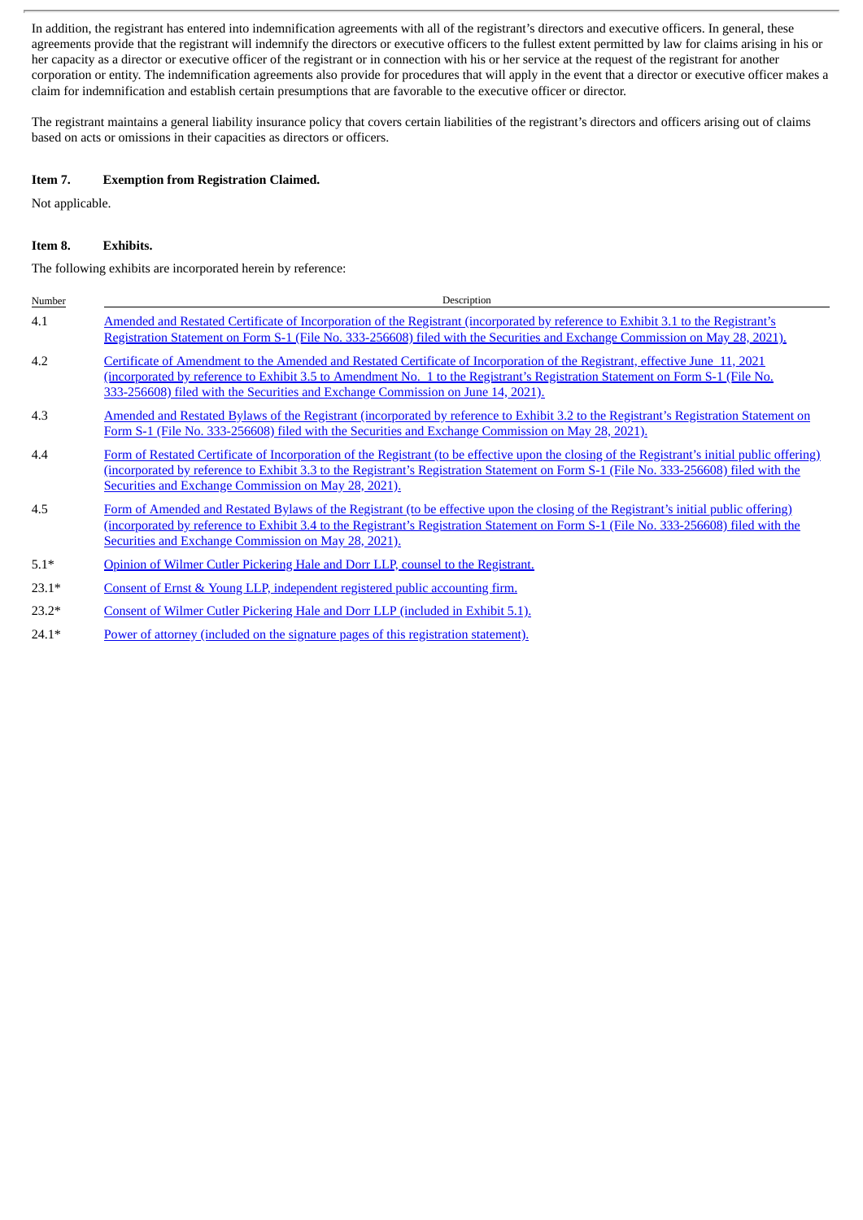In addition, the registrant has entered into indemnification agreements with all of the registrant's directors and executive officers. In general, these agreements provide that the registrant will indemnify the directors or executive officers to the fullest extent permitted by law for claims arising in his or her capacity as a director or executive officer of the registrant or in connection with his or her service at the request of the registrant for another corporation or entity. The indemnification agreements also provide for procedures that will apply in the event that a director or executive officer makes a claim for indemnification and establish certain presumptions that are favorable to the executive officer or director.

The registrant maintains a general liability insurance policy that covers certain liabilities of the registrant's directors and officers arising out of claims based on acts or omissions in their capacities as directors or officers.

**Item 7. Exemption from Registration Claimed.**

Not applicable.

**Item 8. Exhibits.**

The following exhibits are incorporated herein by reference:

| Number | Description |
|---|---|
| 4.1 | Amended and Restated Certificate of Incorporation of the Registrant (incorporated by reference to Exhibit 3.1 to the Registrant's Registration Statement on Form S-1 (File No. 333-256608) filed with the Securities and Exchange Commission on May 28, 2021). |
| 4.2 | Certificate of Amendment to the Amended and Restated Certificate of Incorporation of the Registrant, effective June 11, 2021 (incorporated by reference to Exhibit 3.5 to Amendment No. 1 to the Registrant's Registration Statement on Form S-1 (File No. 333-256608) filed with the Securities and Exchange Commission on June 14, 2021). |
| 4.3 | Amended and Restated Bylaws of the Registrant (incorporated by reference to Exhibit 3.2 to the Registrant's Registration Statement on Form S-1 (File No. 333-256608) filed with the Securities and Exchange Commission on May 28, 2021). |
| 4.4 | Form of Restated Certificate of Incorporation of the Registrant (to be effective upon the closing of the Registrant's initial public offering) (incorporated by reference to Exhibit 3.3 to the Registrant's Registration Statement on Form S-1 (File No. 333-256608) filed with the Securities and Exchange Commission on May 28, 2021). |
| 4.5 | Form of Amended and Restated Bylaws of the Registrant (to be effective upon the closing of the Registrant's initial public offering) (incorporated by reference to Exhibit 3.4 to the Registrant's Registration Statement on Form S-1 (File No. 333-256608) filed with the Securities and Exchange Commission on May 28, 2021). |
| 5.1* | Opinion of Wilmer Cutler Pickering Hale and Dorr LLP, counsel to the Registrant. |
| 23.1* | Consent of Ernst & Young LLP, independent registered public accounting firm. |
| 23.2* | Consent of Wilmer Cutler Pickering Hale and Dorr LLP (included in Exhibit 5.1). |
| 24.1* | Power of attorney (included on the signature pages of this registration statement). |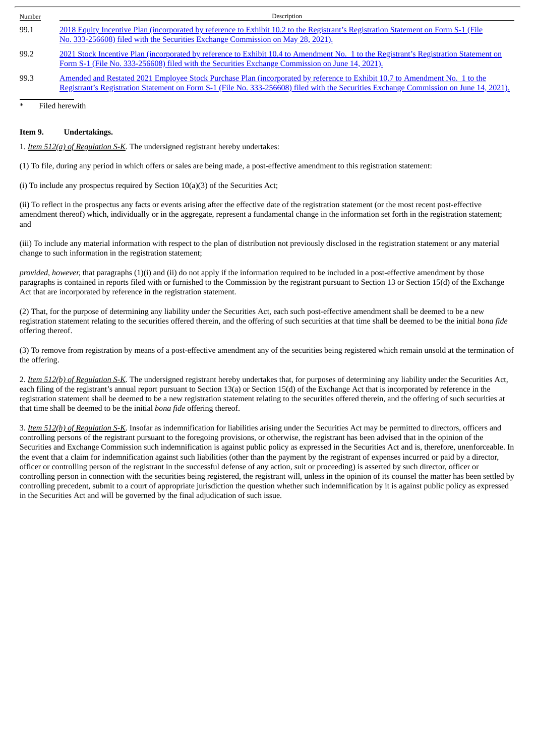| Number | Description |
| --- | --- |
| 99.1 | 2018 Equity Incentive Plan (incorporated by reference to Exhibit 10.2 to the Registrant's Registration Statement on Form S-1 (File No. 333-256608) filed with the Securities Exchange Commission on May 28, 2021). |
| 99.2 | 2021 Stock Incentive Plan (incorporated by reference to Exhibit 10.4 to Amendment No. 1 to the Registrant's Registration Statement on Form S-1 (File No. 333-256608) filed with the Securities Exchange Commission on June 14, 2021). |
| 99.3 | Amended and Restated 2021 Employee Stock Purchase Plan (incorporated by reference to Exhibit 10.7 to Amendment No. 1 to the Registrant's Registration Statement on Form S-1 (File No. 333-256608) filed with the Securities Exchange Commission on June 14, 2021). |

\* Filed herewith

**Item 9. Undertakings.**

1. *Item 512(a) of Regulation S-K*. The undersigned registrant hereby undertakes:

(1) To file, during any period in which offers or sales are being made, a post-effective amendment to this registration statement:

(i) To include any prospectus required by Section 10(a)(3) of the Securities Act;

(ii) To reflect in the prospectus any facts or events arising after the effective date of the registration statement (or the most recent post-effective amendment thereof) which, individually or in the aggregate, represent a fundamental change in the information set forth in the registration statement; and

(iii) To include any material information with respect to the plan of distribution not previously disclosed in the registration statement or any material change to such information in the registration statement;

*provided, however,* that paragraphs (1)(i) and (ii) do not apply if the information required to be included in a post-effective amendment by those paragraphs is contained in reports filed with or furnished to the Commission by the registrant pursuant to Section 13 or Section 15(d) of the Exchange Act that are incorporated by reference in the registration statement.

(2) That, for the purpose of determining any liability under the Securities Act, each such post-effective amendment shall be deemed to be a new registration statement relating to the securities offered therein, and the offering of such securities at that time shall be deemed to be the initial *bona fide* offering thereof.

(3) To remove from registration by means of a post-effective amendment any of the securities being registered which remain unsold at the termination of the offering.

2. *Item 512(b) of Regulation S-K*. The undersigned registrant hereby undertakes that, for purposes of determining any liability under the Securities Act, each filing of the registrant's annual report pursuant to Section 13(a) or Section 15(d) of the Exchange Act that is incorporated by reference in the registration statement shall be deemed to be a new registration statement relating to the securities offered therein, and the offering of such securities at that time shall be deemed to be the initial *bona fide* offering thereof.

3. *Item 512(h) of Regulation S-K*. Insofar as indemnification for liabilities arising under the Securities Act may be permitted to directors, officers and controlling persons of the registrant pursuant to the foregoing provisions, or otherwise, the registrant has been advised that in the opinion of the Securities and Exchange Commission such indemnification is against public policy as expressed in the Securities Act and is, therefore, unenforceable. In the event that a claim for indemnification against such liabilities (other than the payment by the registrant of expenses incurred or paid by a director, officer or controlling person of the registrant in the successful defense of any action, suit or proceeding) is asserted by such director, officer or controlling person in connection with the securities being registered, the registrant will, unless in the opinion of its counsel the matter has been settled by controlling precedent, submit to a court of appropriate jurisdiction the question whether such indemnification by it is against public policy as expressed in the Securities Act and will be governed by the final adjudication of such issue.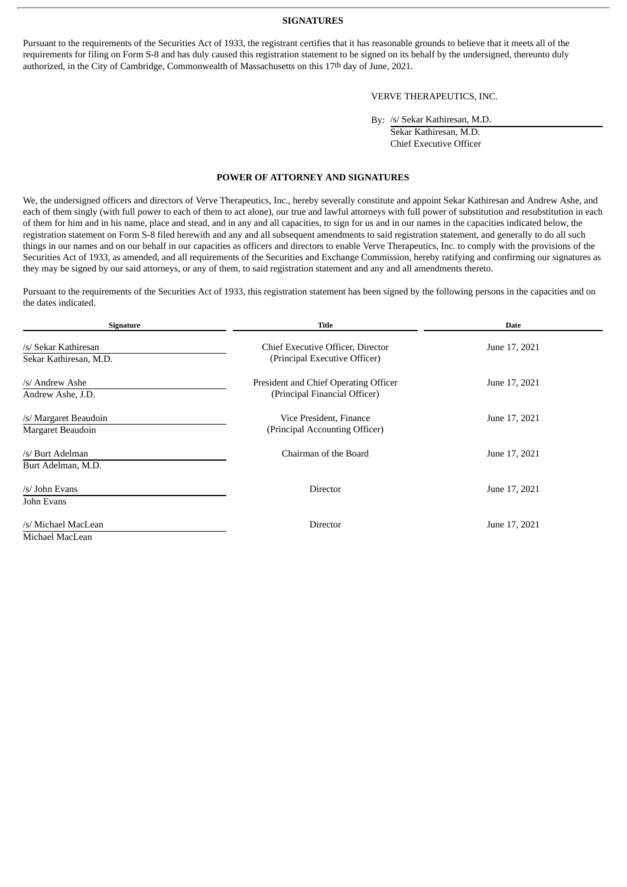## SIGNATURES

Pursuant to the requirements of the Securities Act of 1933, the registrant certifies that it has reasonable grounds to believe that it meets all of the requirements for filing on Form S-8 and has duly caused this registration statement to be signed on its behalf by the undersigned, thereunto duly authorized, in the City of Cambridge, Commonwealth of Massachusetts on this 17th day of June, 2021.

VERVE THERAPEUTICS, INC.

By: /s/ Sekar Kathiresan, M.D.
Sekar Kathiresan, M.D.
Chief Executive Officer

## POWER OF ATTORNEY AND SIGNATURES

We, the undersigned officers and directors of Verve Therapeutics, Inc., hereby severally constitute and appoint Sekar Kathiresan and Andrew Ashe, and each of them singly (with full power to each of them to act alone), our true and lawful attorneys with full power of substitution and resubstitution in each of them for him and in his name, place and stead, and in any and all capacities, to sign for us and in our names in the capacities indicated below, the registration statement on Form S-8 filed herewith and any and all subsequent amendments to said registration statement, and generally to do all such things in our names and on our behalf in our capacities as officers and directors to enable Verve Therapeutics, Inc. to comply with the provisions of the Securities Act of 1933, as amended, and all requirements of the Securities and Exchange Commission, hereby ratifying and confirming our signatures as they may be signed by our said attorneys, or any of them, to said registration statement and any and all amendments thereto.

Pursuant to the requirements of the Securities Act of 1933, this registration statement has been signed by the following persons in the capacities and on the dates indicated.

| Signature | Title | Date |
|---|---|---|
| /s/ Sekar Kathiresan<br>Sekar Kathiresan, M.D. | Chief Executive Officer, Director<br>(Principal Executive Officer) | June 17, 2021 |
| /s/ Andrew Ashe<br>Andrew Ashe, J.D. | President and Chief Operating Officer<br>(Principal Financial Officer) | June 17, 2021 |
| /s/ Margaret Beaudoin<br>Margaret Beaudoin | Vice President, Finance<br>(Principal Accounting Officer) | June 17, 2021 |
| /s/ Burt Adelman<br>Burt Adelman, M.D. | Chairman of the Board | June 17, 2021 |
| /s/ John Evans<br>John Evans | Director | June 17, 2021 |
| /s/ Michael MacLean<br>Michael MacLean | Director | June 17, 2021 |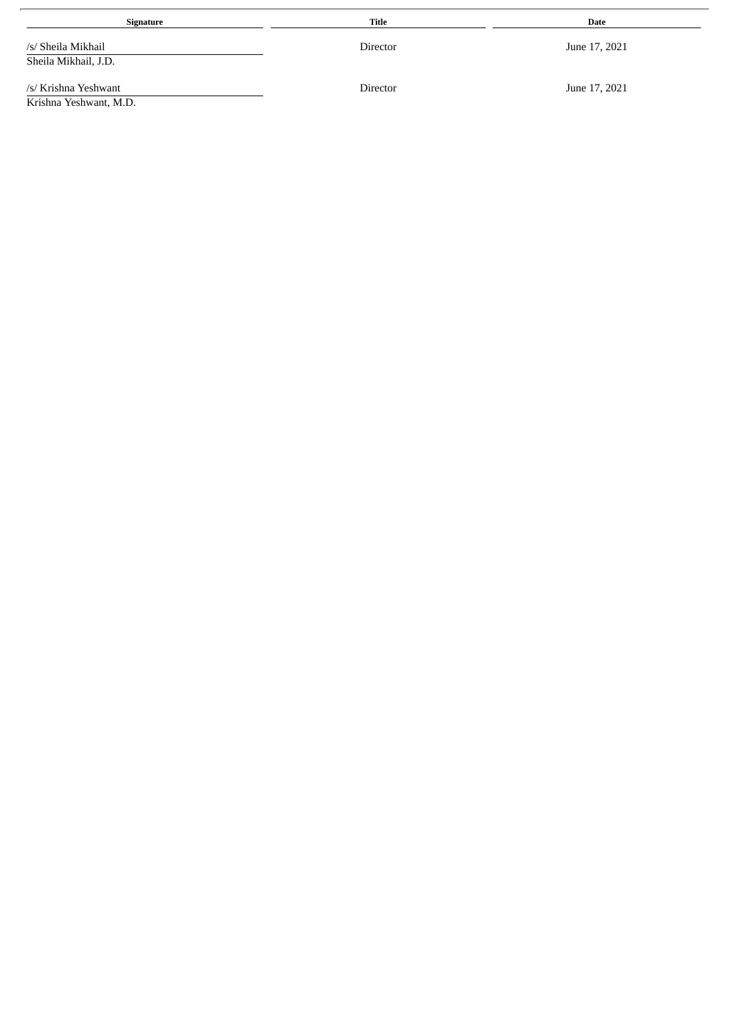| Signature | Title | Date |
|---|---|---|
| /s/ Sheila Mikhail<br>Sheila Mikhail, J.D. | Director | June 17, 2021 |
| /s/ Krishna Yeshwant<br>Krishna Yeshwant, M.D. | Director | June 17, 2021 |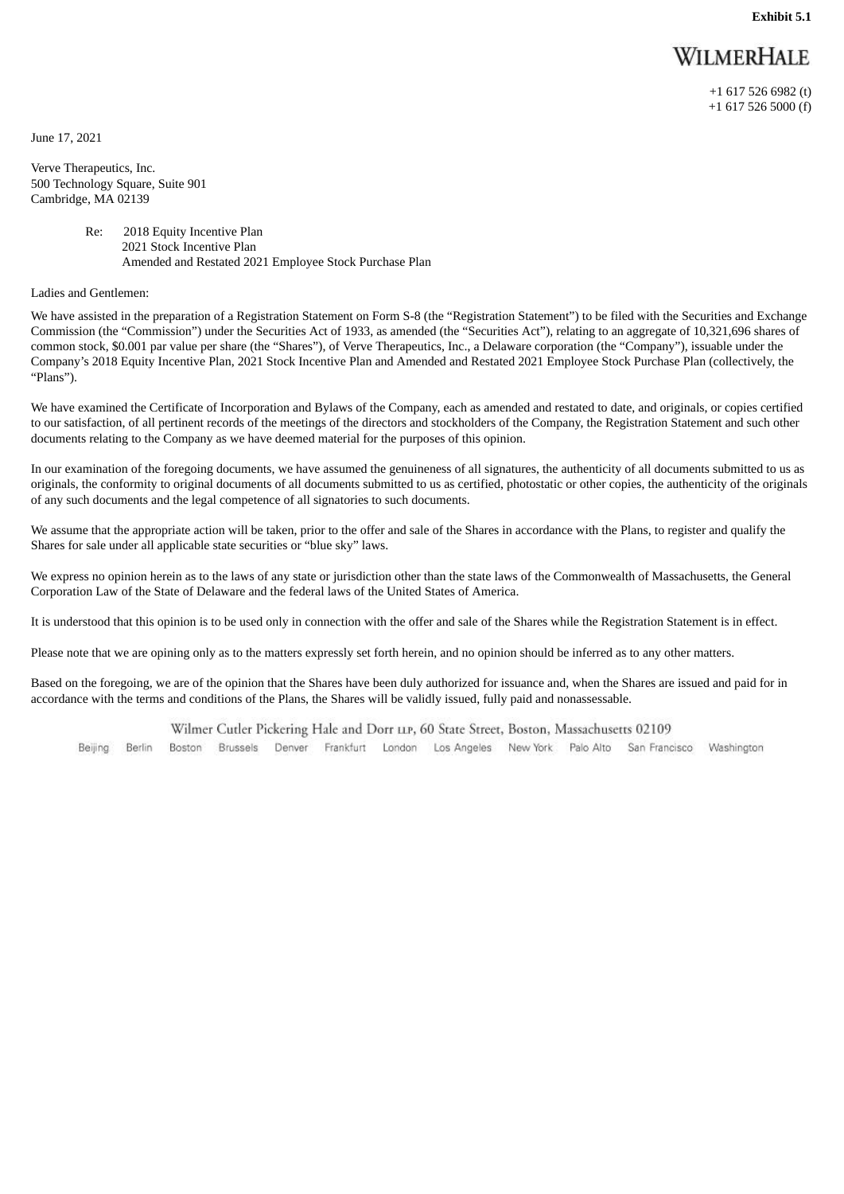**Exhibit 5.1**

WILMERHALE

+1 617 526 6982 (t)
+1 617 526 5000 (f)

June 17, 2021

Verve Therapeutics, Inc.
500 Technology Square, Suite 901
Cambridge, MA 02139

Re: 2018 Equity Incentive Plan
2021 Stock Incentive Plan
Amended and Restated 2021 Employee Stock Purchase Plan

Ladies and Gentlemen:

We have assisted in the preparation of a Registration Statement on Form S-8 (the "Registration Statement") to be filed with the Securities and Exchange Commission (the "Commission") under the Securities Act of 1933, as amended (the "Securities Act"), relating to an aggregate of 10,321,696 shares of common stock, $0.001 par value per share (the "Shares"), of Verve Therapeutics, Inc., a Delaware corporation (the "Company"), issuable under the Company's 2018 Equity Incentive Plan, 2021 Stock Incentive Plan and Amended and Restated 2021 Employee Stock Purchase Plan (collectively, the "Plans").

We have examined the Certificate of Incorporation and Bylaws of the Company, each as amended and restated to date, and originals, or copies certified to our satisfaction, of all pertinent records of the meetings of the directors and stockholders of the Company, the Registration Statement and such other documents relating to the Company as we have deemed material for the purposes of this opinion.

In our examination of the foregoing documents, we have assumed the genuineness of all signatures, the authenticity of all documents submitted to us as originals, the conformity to original documents of all documents submitted to us as certified, photostatic or other copies, the authenticity of the originals of any such documents and the legal competence of all signatories to such documents.

We assume that the appropriate action will be taken, prior to the offer and sale of the Shares in accordance with the Plans, to register and qualify the Shares for sale under all applicable state securities or "blue sky" laws.

We express no opinion herein as to the laws of any state or jurisdiction other than the state laws of the Commonwealth of Massachusetts, the General Corporation Law of the State of Delaware and the federal laws of the United States of America.

It is understood that this opinion is to be used only in connection with the offer and sale of the Shares while the Registration Statement is in effect.

Please note that we are opining only as to the matters expressly set forth herein, and no opinion should be inferred as to any other matters.

Based on the foregoing, we are of the opinion that the Shares have been duly authorized for issuance and, when the Shares are issued and paid for in accordance with the terms and conditions of the Plans, the Shares will be validly issued, fully paid and nonassessable.

Wilmer Cutler Pickering Hale and Dorr LLP, 60 State Street, Boston, Massachusetts 02109
Beijing Berlin Boston Brussels Denver Frankfurt London Los Angeles New York Palo Alto San Francisco Washington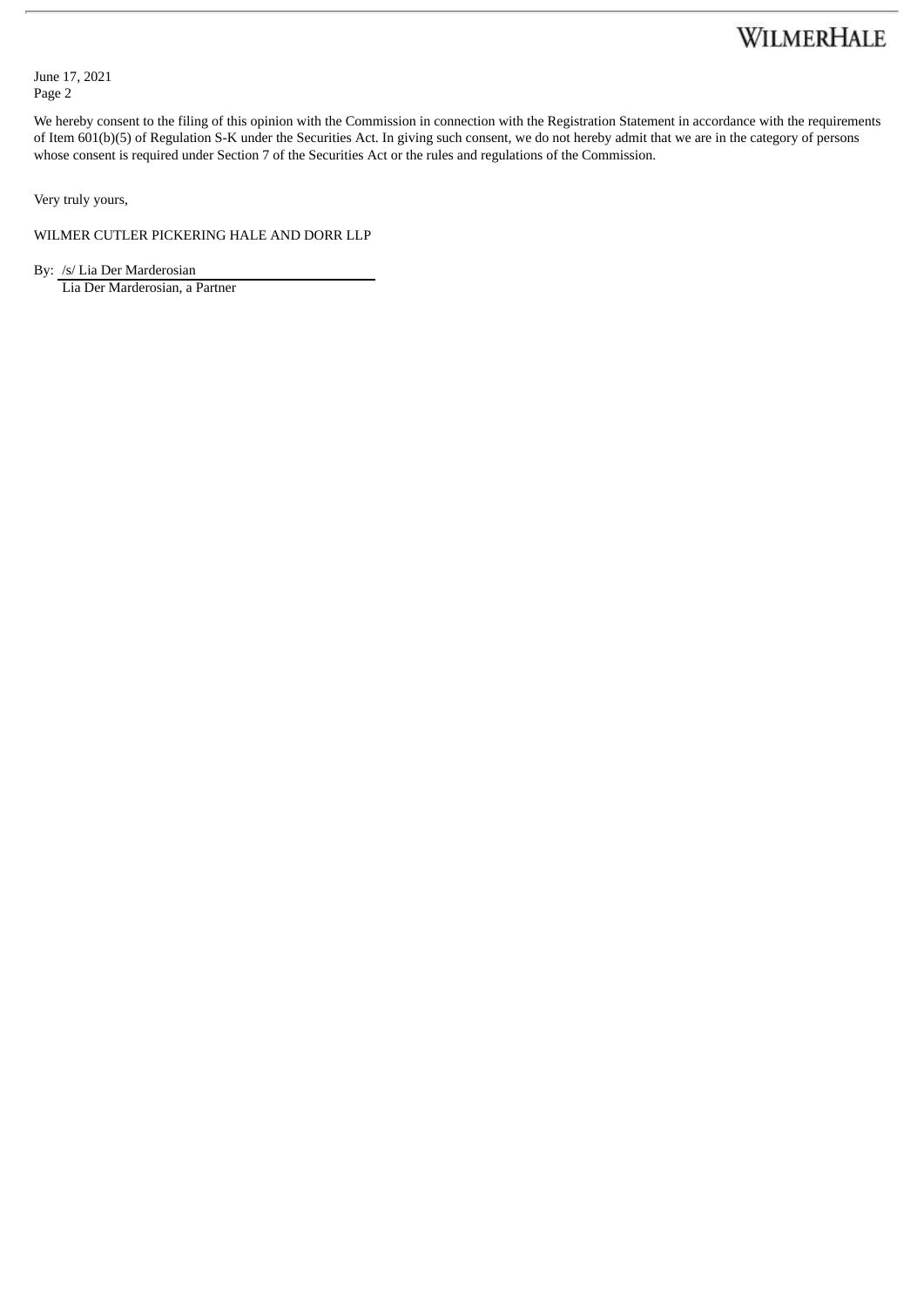We hereby consent to the filing of this opinion with the Commission in connection with the Registration Statement in accordance with the requirements of Item 601(b)(5) of Regulation S-K under the Securities Act. In giving such consent, we do not hereby admit that we are in the category of persons whose consent is required under Section 7 of the Securities Act or the rules and regulations of the Commission.

Very truly yours,

WILMER CUTLER PICKERING HALE AND DORR LLP

By: /s/ Lia Der Marderosian
Lia Der Marderosian, a Partner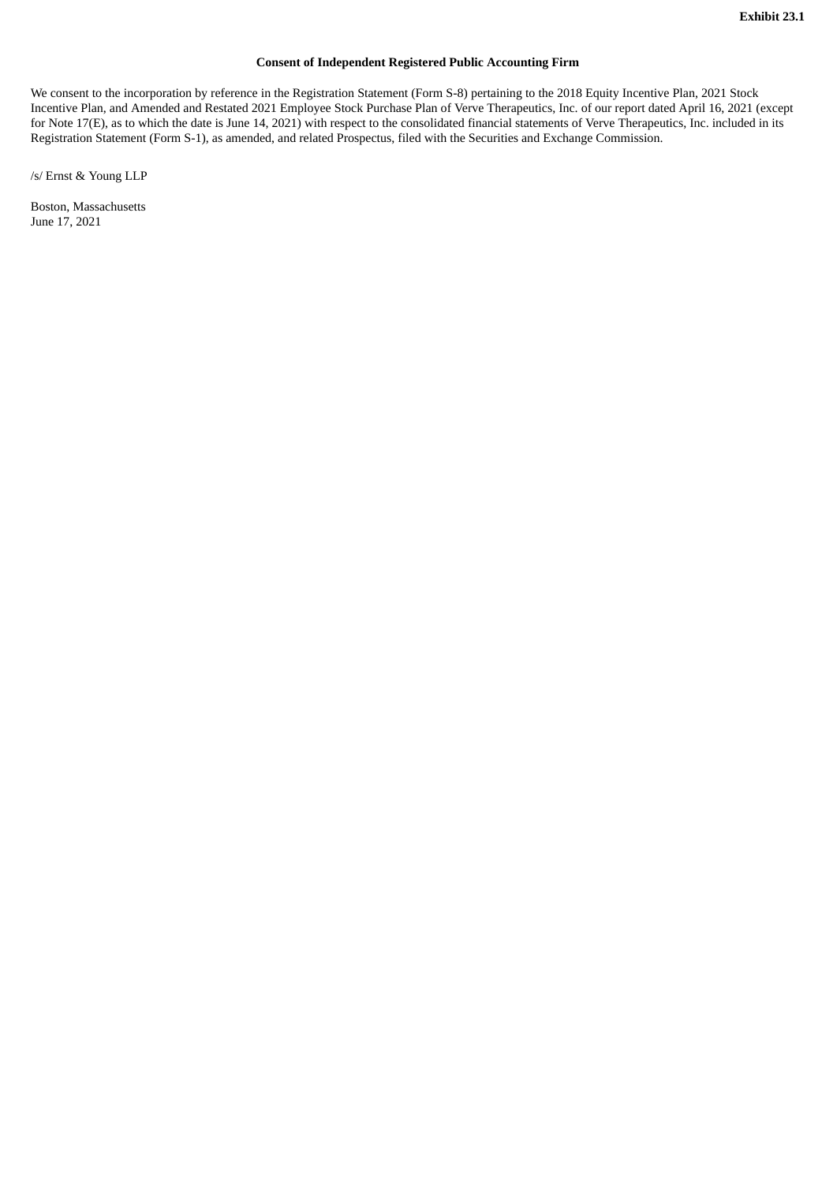**Exhibit 23.1**

**Consent of Independent Registered Public Accounting Firm**

We consent to the incorporation by reference in the Registration Statement (Form S-8) pertaining to the 2018 Equity Incentive Plan, 2021 Stock Incentive Plan, and Amended and Restated 2021 Employee Stock Purchase Plan of Verve Therapeutics, Inc. of our report dated April 16, 2021 (except for Note 17(E), as to which the date is June 14, 2021) with respect to the consolidated financial statements of Verve Therapeutics, Inc. included in its Registration Statement (Form S-1), as amended, and related Prospectus, filed with the Securities and Exchange Commission.

/s/ Ernst & Young LLP

Boston, Massachusetts
June 17, 2021